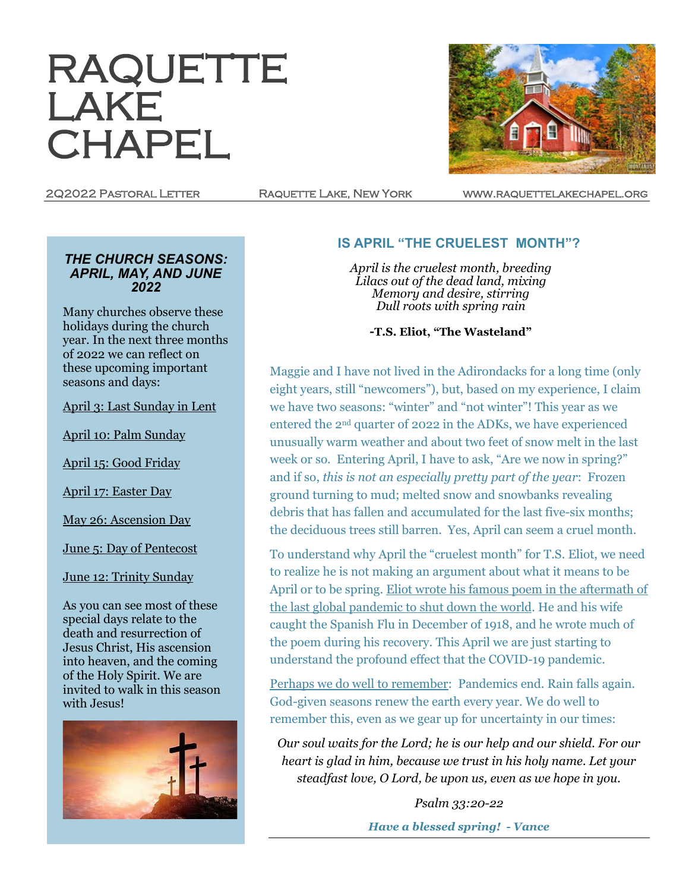# RAQUETTE LAKE CHAPEL

2Q2022 Pastoral Letter | Raquette Lake, New York | www.raquettelakechapel.org

### *THE CHURCH SEASONS: APRIL, MAY, AND JUNE 2022*

Many churches observe these holidays during the church year. In the next three months of 2022 we can reflect on these upcoming important seasons and days:

April 3: Last Sunday in Lent

April 10: Palm Sunday

April 15: Good Friday

April 17: Easter Day

May 26: Ascension Day

June 5: Day of Pentecost

June 12: Trinity Sunday

As you can see most of these special days relate to the death and resurrection of Jesus Christ, His ascension into heaven, and the coming of the Holy Spirit. We are invited to walk in this season with Jesus!

## IS APRIL "THE CRUELEST MONTH"?

*April is the cruelest month, breeding*
*Lilacs out of the dead land, mixing*
*Memory and desire, stirring*
*Dull roots with spring rain*

**-T.S. Eliot, "The Wasteland"**

Maggie and I have not lived in the Adirondacks for a long time (only eight years, still "newcomers"), but, based on my experience, I claim we have two seasons: "winter" and "not winter"! This year as we entered the 2nd quarter of 2022 in the ADKs, we have experienced unusually warm weather and about two feet of snow melt in the last week or so. Entering April, I have to ask, "Are we now in spring?" and if so, *this is not an especially pretty part of the year*: Frozen ground turning to mud; melted snow and snowbanks revealing debris that has fallen and accumulated for the last five-six months; the deciduous trees still barren. Yes, April can seem a cruel month.

To understand why April the "cruelest month" for T.S. Eliot, we need to realize he is not making an argument about what it means to be April or to be spring. Eliot wrote his famous poem in the aftermath of the last global pandemic to shut down the world. He and his wife caught the Spanish Flu in December of 1918, and he wrote much of the poem during his recovery. This April we are just starting to understand the profound effect that the COVID-19 pandemic.

Perhaps we do well to remember: Pandemics end. Rain falls again. God-given seasons renew the earth every year. We do well to remember this, even as we gear up for uncertainty in our times:

*Our soul waits for the Lord; he is our help and our shield. For our heart is glad in him, because we trust in his holy name. Let your steadfast love, O Lord, be upon us, even as we hope in you.*

*Psalm 33:20-22*

***Have a blessed spring! - Vance***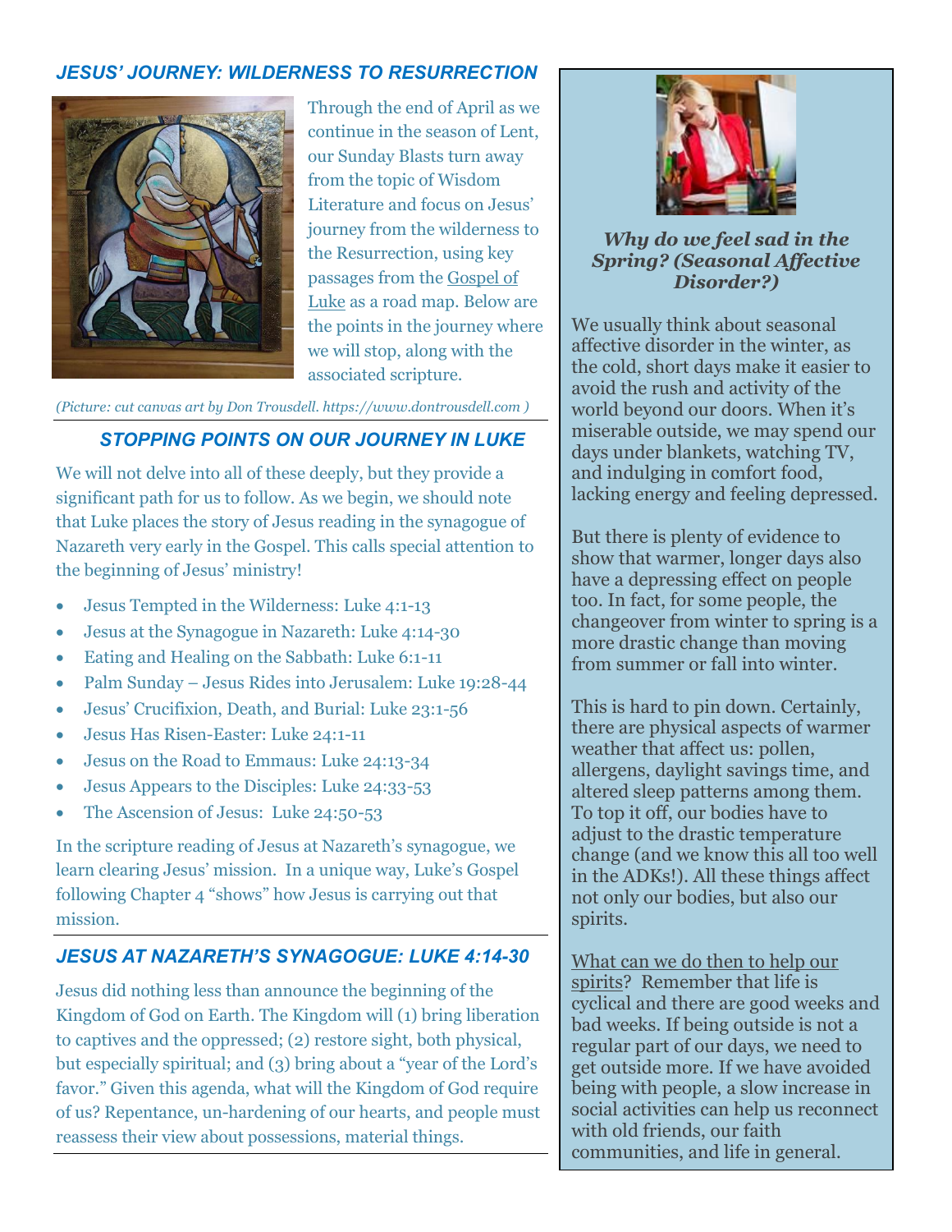### *JESUS' JOURNEY: WILDERNESS TO RESURRECTION*

Through the end of April as we continue in the season of Lent, our Sunday Blasts turn away from the topic of Wisdom Literature and focus on Jesus' journey from the wilderness to the Resurrection, using key passages from the Gospel of Luke as a road map. Below are the points in the journey where we will stop, along with the associated scripture.

*(Picture: cut canvas art by Don Trousdell. https://www.dontrousdell.com )*

### *STOPPING POINTS ON OUR JOURNEY IN LUKE*

We will not delve into all of these deeply, but they provide a significant path for us to follow. As we begin, we should note that Luke places the story of Jesus reading in the synagogue of Nazareth very early in the Gospel. This calls special attention to the beginning of Jesus' ministry!

- Jesus Tempted in the Wilderness: Luke 4:1-13
- Jesus at the Synagogue in Nazareth: Luke 4:14-30
- Eating and Healing on the Sabbath: Luke 6:1-11
- Palm Sunday – Jesus Rides into Jerusalem: Luke 19:28-44
- Jesus' Crucifixion, Death, and Burial: Luke 23:1-56
- Jesus Has Risen-Easter: Luke 24:1-11
- Jesus on the Road to Emmaus: Luke 24:13-34
- Jesus Appears to the Disciples: Luke 24:33-53
- The Ascension of Jesus: Luke 24:50-53

In the scripture reading of Jesus at Nazareth's synagogue, we learn clearing Jesus' mission. In a unique way, Luke's Gospel following Chapter 4 "shows" how Jesus is carrying out that mission.

### *JESUS AT NAZARETH'S SYNAGOGUE: LUKE 4:14-30*

Jesus did nothing less than announce the beginning of the Kingdom of God on Earth. The Kingdom will (1) bring liberation to captives and the oppressed; (2) restore sight, both physical, but especially spiritual; and (3) bring about a "year of the Lord's favor." Given this agenda, what will the Kingdom of God require of us? Repentance, un-hardening of our hearts, and people must reassess their view about possessions, material things.

### *Why do we feel sad in the Spring? (Seasonal Affective Disorder?)*

We usually think about seasonal affective disorder in the winter, as the cold, short days make it easier to avoid the rush and activity of the world beyond our doors. When it's miserable outside, we may spend our days under blankets, watching TV, and indulging in comfort food, lacking energy and feeling depressed.

But there is plenty of evidence to show that warmer, longer days also have a depressing effect on people too. In fact, for some people, the changeover from winter to spring is a more drastic change than moving from summer or fall into winter.

This is hard to pin down. Certainly, there are physical aspects of warmer weather that affect us: pollen, allergens, daylight savings time, and altered sleep patterns among them. To top it off, our bodies have to adjust to the drastic temperature change (and we know this all too well in the ADKs!). All these things affect not only our bodies, but also our spirits.

What can we do then to help our spirits? Remember that life is cyclical and there are good weeks and bad weeks. If being outside is not a regular part of our days, we need to get outside more. If we have avoided being with people, a slow increase in social activities can help us reconnect with old friends, our faith communities, and life in general.